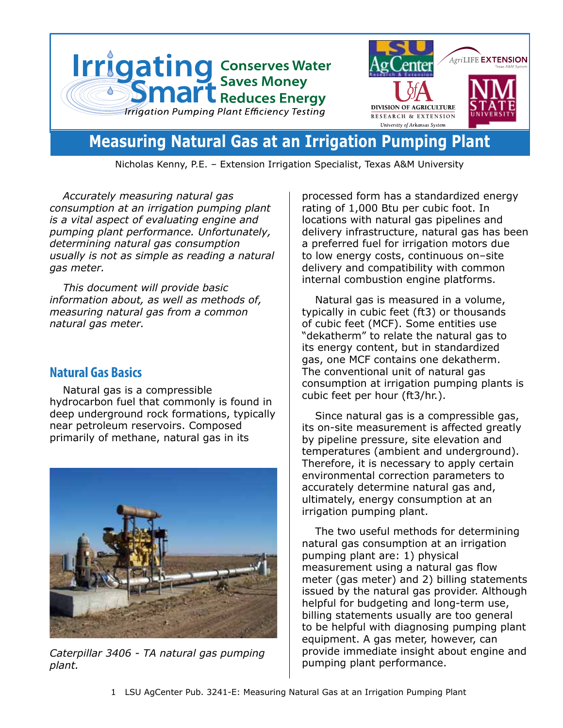# Measuring Natural Gas at an Irrigation Pumping Plant

Irrigating Smart — Conserves Water, Saves Money, Reduces Energy — Irrigation Pumping Plant Efficiency Testing

Nicholas Kenny, P.E. – Extension Irrigation Specialist, Texas A&M University

*Accurately measuring natural gas consumption at an irrigation pumping plant is a vital aspect of evaluating engine and pumping plant performance. Unfortunately, determining natural gas consumption usually is not as simple as reading a natural gas meter.*

*This document will provide basic information about, as well as methods of, measuring natural gas from a common natural gas meter.*

## Natural Gas Basics

Natural gas is a compressible hydrocarbon fuel that commonly is found in deep underground rock formations, typically near petroleum reservoirs. Composed primarily of methane, natural gas in its processed form has a standardized energy rating of 1,000 Btu per cubic foot. In locations with natural gas pipelines and delivery infrastructure, natural gas has been a preferred fuel for irrigation motors due to low energy costs, continuous on–site delivery and compatibility with common internal combustion engine platforms.

*Caterpillar 3406 - TA natural gas pumping plant.*

Natural gas is measured in a volume, typically in cubic feet (ft3) or thousands of cubic feet (MCF). Some entities use "dekatherm" to relate the natural gas to its energy content, but in standardized gas, one MCF contains one dekatherm. The conventional unit of natural gas consumption at irrigation pumping plants is cubic feet per hour (ft3/hr.).

Since natural gas is a compressible gas, its on-site measurement is affected greatly by pipeline pressure, site elevation and temperatures (ambient and underground). Therefore, it is necessary to apply certain environmental correction parameters to accurately determine natural gas and, ultimately, energy consumption at an irrigation pumping plant.

The two useful methods for determining natural gas consumption at an irrigation pumping plant are: 1) physical measurement using a natural gas flow meter (gas meter) and 2) billing statements issued by the natural gas provider. Although helpful for budgeting and long-term use, billing statements usually are too general to be helpful with diagnosing pumping plant equipment. A gas meter, however, can provide immediate insight about engine and pumping plant performance.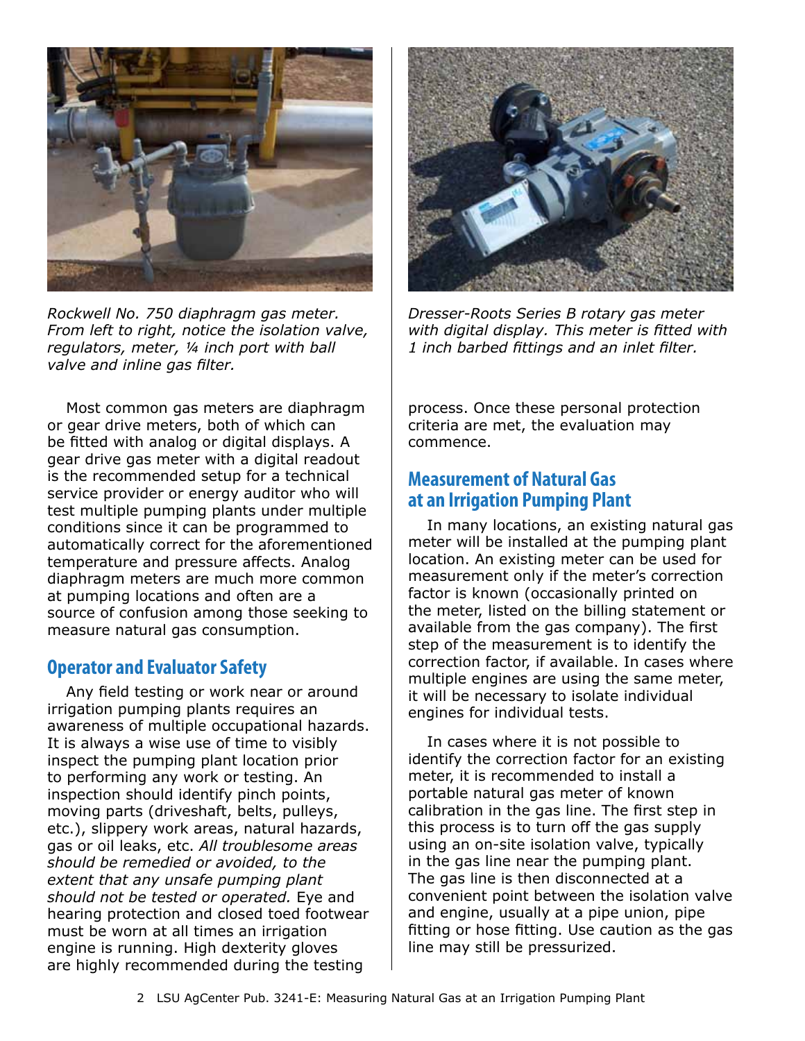*Rockwell No. 750 diaphragm gas meter. From left to right, notice the isolation valve, regulators, meter, ¼ inch port with ball valve and inline gas filter.*

*Dresser-Roots Series B rotary gas meter with digital display. This meter is fitted with 1 inch barbed fittings and an inlet filter.*

Most common gas meters are diaphragm or gear drive meters, both of which can be fitted with analog or digital displays. A gear drive gas meter with a digital readout is the recommended setup for a technical service provider or energy auditor who will test multiple pumping plants under multiple conditions since it can be programmed to automatically correct for the aforementioned temperature and pressure affects. Analog diaphragm meters are much more common at pumping locations and often are a source of confusion among those seeking to measure natural gas consumption.

## Operator and Evaluator Safety

Any field testing or work near or around irrigation pumping plants requires an awareness of multiple occupational hazards. It is always a wise use of time to visibly inspect the pumping plant location prior to performing any work or testing. An inspection should identify pinch points, moving parts (driveshaft, belts, pulleys, etc.), slippery work areas, natural hazards, gas or oil leaks, etc. *All troublesome areas should be remedied or avoided, to the extent that any unsafe pumping plant should not be tested or operated.* Eye and hearing protection and closed toed footwear must be worn at all times an irrigation engine is running. High dexterity gloves are highly recommended during the testing process. Once these personal protection criteria are met, the evaluation may commence.

## Measurement of Natural Gas at an Irrigation Pumping Plant

In many locations, an existing natural gas meter will be installed at the pumping plant location. An existing meter can be used for measurement only if the meter's correction factor is known (occasionally printed on the meter, listed on the billing statement or available from the gas company). The first step of the measurement is to identify the correction factor, if available. In cases where multiple engines are using the same meter, it will be necessary to isolate individual engines for individual tests.

In cases where it is not possible to identify the correction factor for an existing meter, it is recommended to install a portable natural gas meter of known calibration in the gas line. The first step in this process is to turn off the gas supply using an on-site isolation valve, typically in the gas line near the pumping plant. The gas line is then disconnected at a convenient point between the isolation valve and engine, usually at a pipe union, pipe fitting or hose fitting. Use caution as the gas line may still be pressurized.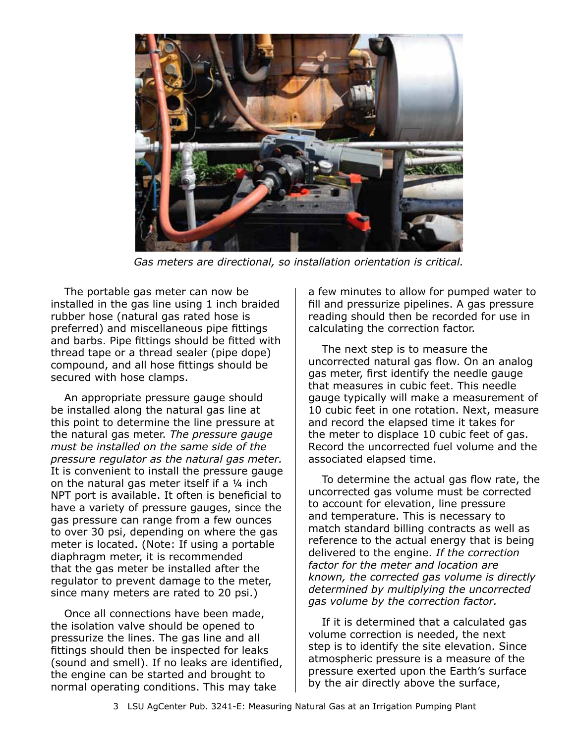*Gas meters are directional, so installation orientation is critical.*

The portable gas meter can now be installed in the gas line using 1 inch braided rubber hose (natural gas rated hose is preferred) and miscellaneous pipe fittings and barbs. Pipe fittings should be fitted with thread tape or a thread sealer (pipe dope) compound, and all hose fittings should be secured with hose clamps.

An appropriate pressure gauge should be installed along the natural gas line at this point to determine the line pressure at the natural gas meter. *The pressure gauge must be installed on the same side of the pressure regulator as the natural gas meter.* It is convenient to install the pressure gauge on the natural gas meter itself if a ¼ inch NPT port is available. It often is beneficial to have a variety of pressure gauges, since the gas pressure can range from a few ounces to over 30 psi, depending on where the gas meter is located. (Note: If using a portable diaphragm meter, it is recommended that the gas meter be installed after the regulator to prevent damage to the meter, since many meters are rated to 20 psi.)

Once all connections have been made, the isolation valve should be opened to pressurize the lines. The gas line and all fittings should then be inspected for leaks (sound and smell). If no leaks are identified, the engine can be started and brought to normal operating conditions. This may take a few minutes to allow for pumped water to fill and pressurize pipelines. A gas pressure reading should then be recorded for use in calculating the correction factor.

The next step is to measure the uncorrected natural gas flow. On an analog gas meter, first identify the needle gauge that measures in cubic feet. This needle gauge typically will make a measurement of 10 cubic feet in one rotation. Next, measure and record the elapsed time it takes for the meter to displace 10 cubic feet of gas. Record the uncorrected fuel volume and the associated elapsed time.

To determine the actual gas flow rate, the uncorrected gas volume must be corrected to account for elevation, line pressure and temperature. This is necessary to match standard billing contracts as well as reference to the actual energy that is being delivered to the engine. *If the correction factor for the meter and location are known, the corrected gas volume is directly determined by multiplying the uncorrected gas volume by the correction factor.*

If it is determined that a calculated gas volume correction is needed, the next step is to identify the site elevation. Since atmospheric pressure is a measure of the pressure exerted upon the Earth's surface by the air directly above the surface,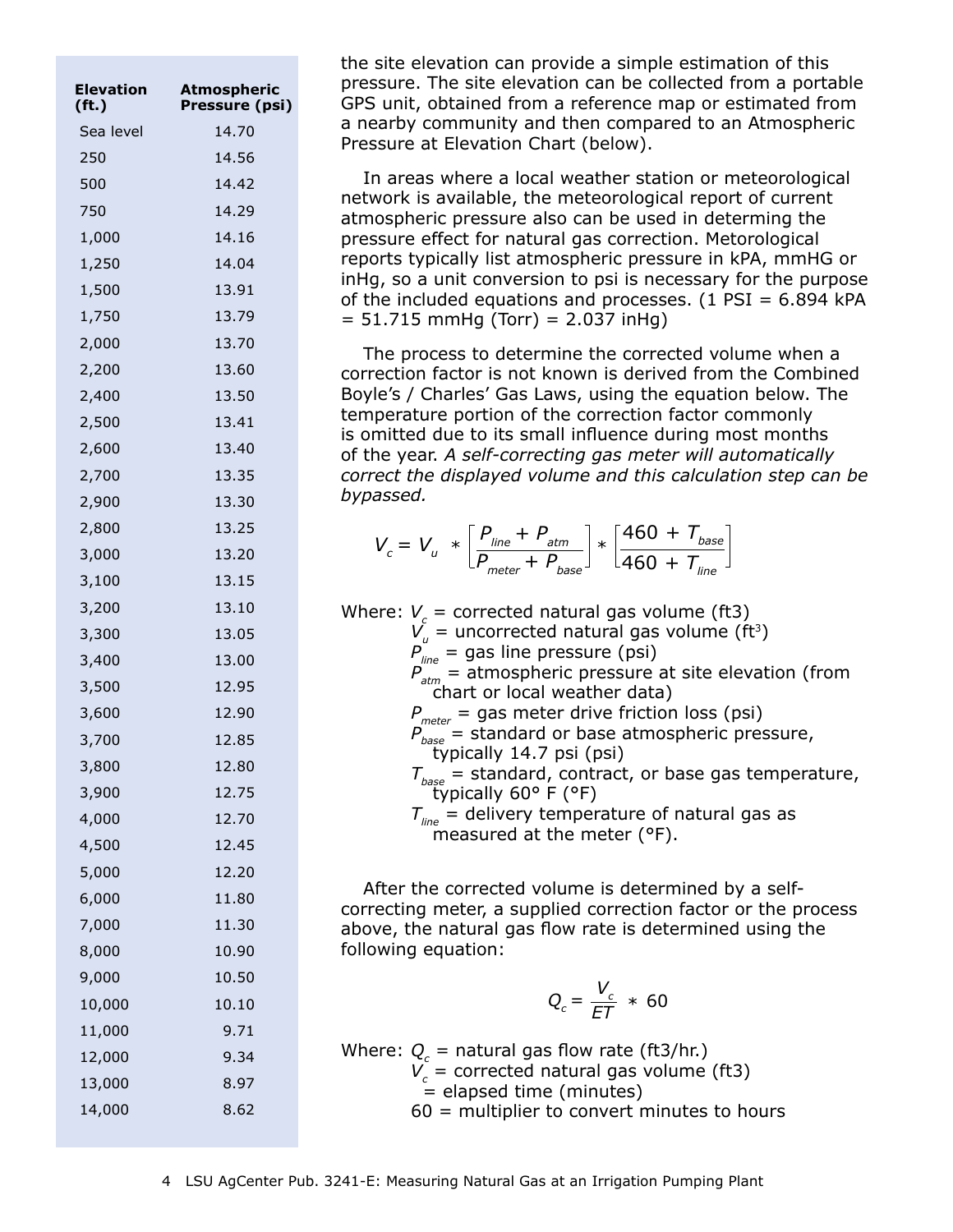| Elevation (ft.) | Atmospheric Pressure (psi) |
|---|---|
| Sea level | 14.70 |
| 250 | 14.56 |
| 500 | 14.42 |
| 750 | 14.29 |
| 1,000 | 14.16 |
| 1,250 | 14.04 |
| 1,500 | 13.91 |
| 1,750 | 13.79 |
| 2,000 | 13.70 |
| 2,200 | 13.60 |
| 2,400 | 13.50 |
| 2,500 | 13.41 |
| 2,600 | 13.40 |
| 2,700 | 13.35 |
| 2,900 | 13.30 |
| 2,800 | 13.25 |
| 3,000 | 13.20 |
| 3,100 | 13.15 |
| 3,200 | 13.10 |
| 3,300 | 13.05 |
| 3,400 | 13.00 |
| 3,500 | 12.95 |
| 3,600 | 12.90 |
| 3,700 | 12.85 |
| 3,800 | 12.80 |
| 3,900 | 12.75 |
| 4,000 | 12.70 |
| 4,500 | 12.45 |
| 5,000 | 12.20 |
| 6,000 | 11.80 |
| 7,000 | 11.30 |
| 8,000 | 10.90 |
| 9,000 | 10.50 |
| 10,000 | 10.10 |
| 11,000 | 9.71 |
| 12,000 | 9.34 |
| 13,000 | 8.97 |
| 14,000 | 8.62 |

the site elevation can provide a simple estimation of this pressure. The site elevation can be collected from a portable GPS unit, obtained from a reference map or estimated from a nearby community and then compared to an Atmospheric Pressure at Elevation Chart (below).

In areas where a local weather station or meteorological network is available, the meteorological report of current atmospheric pressure also can be used in determing the pressure effect for natural gas correction. Metorological reports typically list atmospheric pressure in kPA, mmHG or inHg, so a unit conversion to psi is necessary for the purpose of the included equations and processes. (1 PSI = 6.894 kPA = 51.715 mmHg (Torr) = 2.037 inHg)

The process to determine the corrected volume when a correction factor is not known is derived from the Combined Boyle's / Charles' Gas Laws, using the equation below. The temperature portion of the correction factor commonly is omitted due to its small influence during most months of the year. *A self-correcting gas meter will automatically correct the displayed volume and this calculation step can be bypassed.*

$$V_c = V_u * \left[\frac{P_{line} + P_{atm}}{P_{meter} + P_{base}}\right] * \left[\frac{460 + T_{base}}{460 + T_{line}}\right]$$

Where: $V_c$ = corrected natural gas volume (ft3)
$V_u$ = uncorrected natural gas volume ($ft^3$)
$P_{line}$ = gas line pressure (psi)
$P_{atm}$ = atmospheric pressure at site elevation (from chart or local weather data)
$P_{meter}$ = gas meter drive friction loss (psi)
$P_{base}$ = standard or base atmospheric pressure, typically 14.7 psi (psi)
$T_{base}$ = standard, contract, or base gas temperature, typically 60° F (°F)
$T_{line}$ = delivery temperature of natural gas as measured at the meter (°F).

After the corrected volume is determined by a self-correcting meter, a supplied correction factor or the process above, the natural gas flow rate is determined using the following equation:

$$Q_c = \frac{V_c}{ET} * 60$$

Where: $Q_c$ = natural gas flow rate (ft3/hr.)
$V_c$ = corrected natural gas volume (ft3)
= elapsed time (minutes)
60 = multiplier to convert minutes to hours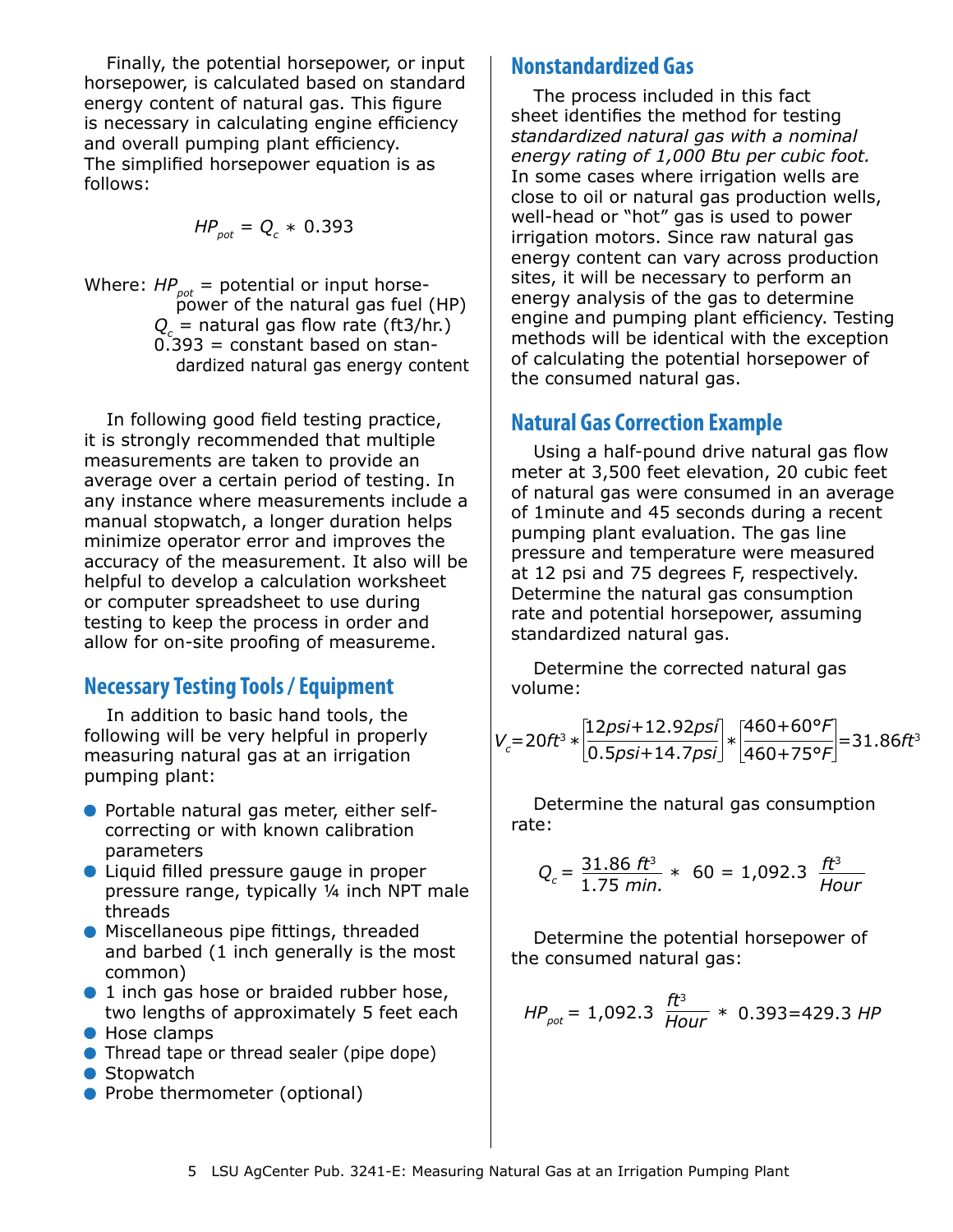Finally, the potential horsepower, or input horsepower, is calculated based on standard energy content of natural gas. This figure is necessary in calculating engine efficiency and overall pumping plant efficiency. The simplified horsepower equation is as follows:

$$HP_{pot} = Q_c * 0.393$$

Where: $HP_{pot}$ = potential or input horsepower of the natural gas fuel (HP)
$Q_c$ = natural gas flow rate (ft3/hr.)
0.393 = constant based on standardized natural gas energy content

In following good field testing practice, it is strongly recommended that multiple measurements are taken to provide an average over a certain period of testing. In any instance where measurements include a manual stopwatch, a longer duration helps minimize operator error and improves the accuracy of the measurement. It also will be helpful to develop a calculation worksheet or computer spreadsheet to use during testing to keep the process in order and allow for on-site proofing of measureme.

## Necessary Testing Tools / Equipment

In addition to basic hand tools, the following will be very helpful in properly measuring natural gas at an irrigation pumping plant:

- Portable natural gas meter, either self-correcting or with known calibration parameters
- Liquid filled pressure gauge in proper pressure range, typically ¼ inch NPT male threads
- Miscellaneous pipe fittings, threaded and barbed (1 inch generally is the most common)
- 1 inch gas hose or braided rubber hose, two lengths of approximately 5 feet each
- Hose clamps
- Thread tape or thread sealer (pipe dope)
- Stopwatch
- Probe thermometer (optional)

## Nonstandardized Gas

The process included in this fact sheet identifies the method for testing *standardized natural gas with a nominal energy rating of 1,000 Btu per cubic foot.* In some cases where irrigation wells are close to oil or natural gas production wells, well-head or "hot" gas is used to power irrigation motors. Since raw natural gas energy content can vary across production sites, it will be necessary to perform an energy analysis of the gas to determine engine and pumping plant efficiency. Testing methods will be identical with the exception of calculating the potential horsepower of the consumed natural gas.

## Natural Gas Correction Example

Using a half-pound drive natural gas flow meter at 3,500 feet elevation, 20 cubic feet of natural gas were consumed in an average of 1minute and 45 seconds during a recent pumping plant evaluation. The gas line pressure and temperature were measured at 12 psi and 75 degrees F, respectively. Determine the natural gas consumption rate and potential horsepower, assuming standardized natural gas.

Determine the corrected natural gas volume:

$$V_c = 20ft^3 * \left[\frac{12psi + 12.92psi}{0.5psi + 14.7psi}\right] * \left[\frac{460 + 60°F}{460 + 75°F}\right] = 31.86ft^3$$

Determine the natural gas consumption rate:

$$Q_c = \frac{31.86\ ft^3}{1.75\ min.} * 60 = 1{,}092.3\ \frac{ft^3}{Hour}$$

Determine the potential horsepower of the consumed natural gas:

$$HP_{pot} = 1{,}092.3\ \frac{ft^3}{Hour} * 0.393 = 429.3\ HP$$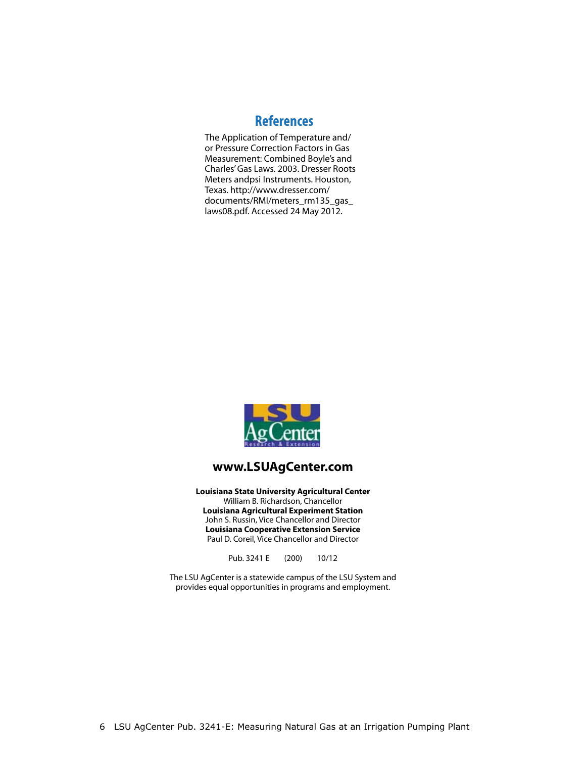## References

The Application of Temperature and/or Pressure Correction Factors in Gas Measurement: Combined Boyle's and Charles' Gas Laws. 2003. Dresser Roots Meters andpsi Instruments. Houston, Texas. http://www.dresser.com/documents/RMI/meters_rm135_gas_laws08.pdf. Accessed 24 May 2012.

**www.LSUAgCenter.com**

**Louisiana State University Agricultural Center**
William B. Richardson, Chancellor
**Louisiana Agricultural Experiment Station**
John S. Russin, Vice Chancellor and Director
**Louisiana Cooperative Extension Service**
Paul D. Coreil, Vice Chancellor and Director

Pub. 3241 E (200) 10/12

The LSU AgCenter is a statewide campus of the LSU System and provides equal opportunities in programs and employment.